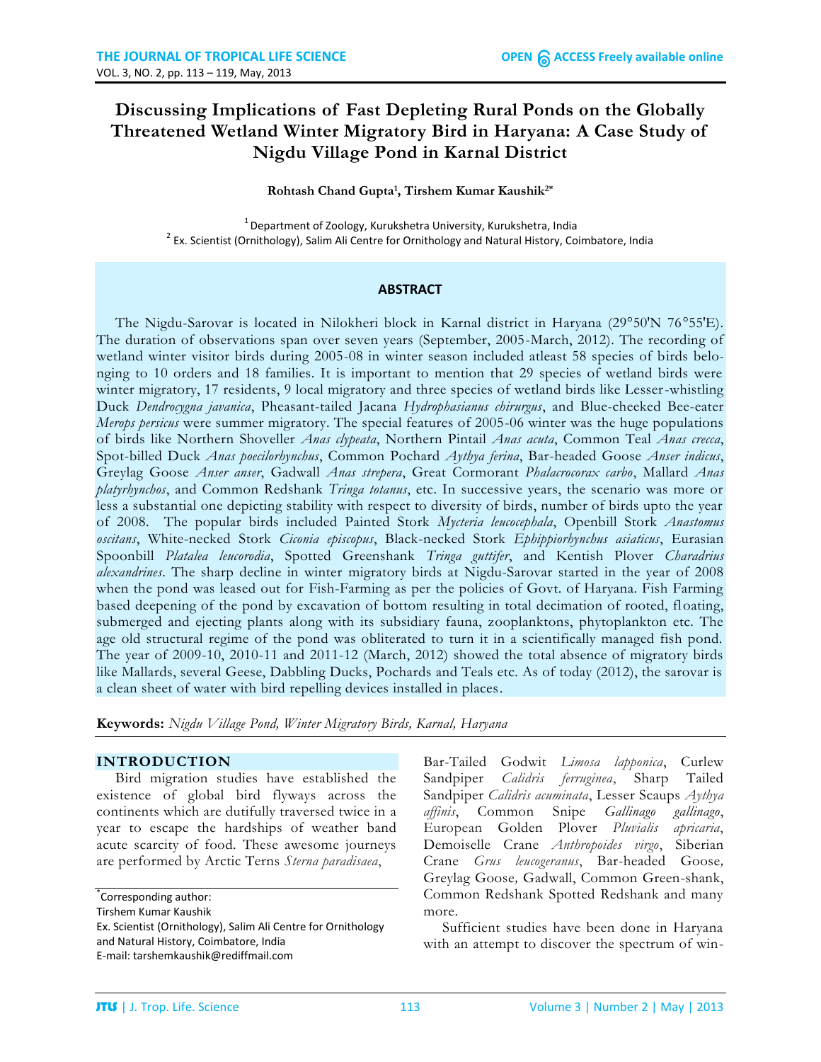# Discussing Implications of Fast Depleting Rural Ponds on the Globally Threatened Wetland Winter Migratory Bird in Haryana: A Case Study of Nigdu Village Pond in Karnal District

**Rohtash Chand Gupta[1], Tirshem Kumar Kaushik[2*]**

[1] Department of Zoology, Kurukshetra University, Kurukshetra, India
[2] Ex. Scientist (Ornithology), Salim Ali Centre for Ornithology and Natural History, Coimbatore, India

## ABSTRACT

The Nigdu-Sarovar is located in Nilokheri block in Karnal district in Haryana (29°50'N 76°55'E). The duration of observations span over seven years (September, 2005-March, 2012). The recording of wetland winter visitor birds during 2005-08 in winter season included atleast 58 species of birds belonging to 10 orders and 18 families. It is important to mention that 29 species of wetland birds were winter migratory, 17 residents, 9 local migratory and three species of wetland birds like Lesser-whistling Duck *Dendrocygna javanica*, Pheasant-tailed Jacana *Hydrophasianus chirurgus*, and Blue-cheeked Bee-eater *Merops persicus* were summer migratory. The special features of 2005-06 winter was the huge populations of birds like Northern Shoveller *Anas clypeata*, Northern Pintail *Anas acuta*, Common Teal *Anas crecca*, Spot-billed Duck *Anas poecilorhynchus*, Common Pochard *Aythya ferina*, Bar-headed Goose *Anser indicus*, Greylag Goose *Anser anser*, Gadwall *Anas strepera*, Great Cormorant *Phalacrocorax carbo*, Mallard *Anas platyrhynchos*, and Common Redshank *Tringa totanus*, etc. In successive years, the scenario was more or less a substantial one depicting stability with respect to diversity of birds, number of birds upto the year of 2008. The popular birds included Painted Stork *Mycteria leucocephala*, Openbill Stork *Anastomus oscitans*, White-necked Stork *Ciconia episcopus*, Black-necked Stork *Ephippiorhynchus asiaticus*, Eurasian Spoonbill *Platalea leucorodia*, Spotted Greenshank *Tringa guttifer*, and Kentish Plover *Charadrius alexandrines*. The sharp decline in winter migratory birds at Nigdu-Sarovar started in the year of 2008 when the pond was leased out for Fish-Farming as per the policies of Govt. of Haryana. Fish Farming based deepening of the pond by excavation of bottom resulting in total decimation of rooted, floating, submerged and ejecting plants along with its subsidiary fauna, zooplanktons, phytoplankton etc. The age old structural regime of the pond was obliterated to turn it in a scientifically managed fish pond. The year of 2009-10, 2010-11 and 2011-12 (March, 2012) showed the total absence of migratory birds like Mallards, several Geese, Dabbling Ducks, Pochards and Teals etc. As of today (2012), the sarovar is a clean sheet of water with bird repelling devices installed in places.

**Keywords:** *Nigdu Village Pond, Winter Migratory Birds, Karnal, Haryana*

## INTRODUCTION

Bird migration studies have established the existence of global bird flyways across the continents which are dutifully traversed twice in a year to escape the hardships of weather band acute scarcity of food. These awesome journeys are performed by Arctic Terns *Sterna paradisaea*, Bar-Tailed Godwit *Limosa lapponica*, Curlew Sandpiper *Calidris ferruginea*, Sharp Tailed Sandpiper *Calidris acuminata*, Lesser Scaups *Aythya affinis*, Common Snipe *Gallinago gallinago*, European Golden Plover *Pluvialis apricaria*, Demoiselle Crane *Anthropoides virgo*, Siberian Crane *Grus leucogeranus*, Bar-headed Goose, Greylag Goose, Gadwall, Common Green-shank, Common Redshank Spotted Redshank and many more.

Sufficient studies have been done in Haryana with an attempt to discover the spectrum of win-

---

*Corresponding author:
Tirshem Kumar Kaushik
Ex. Scientist (Ornithology), Salim Ali Centre for Ornithology and Natural History, Coimbatore, India
E-mail: tarshemkaushik@rediffmail.com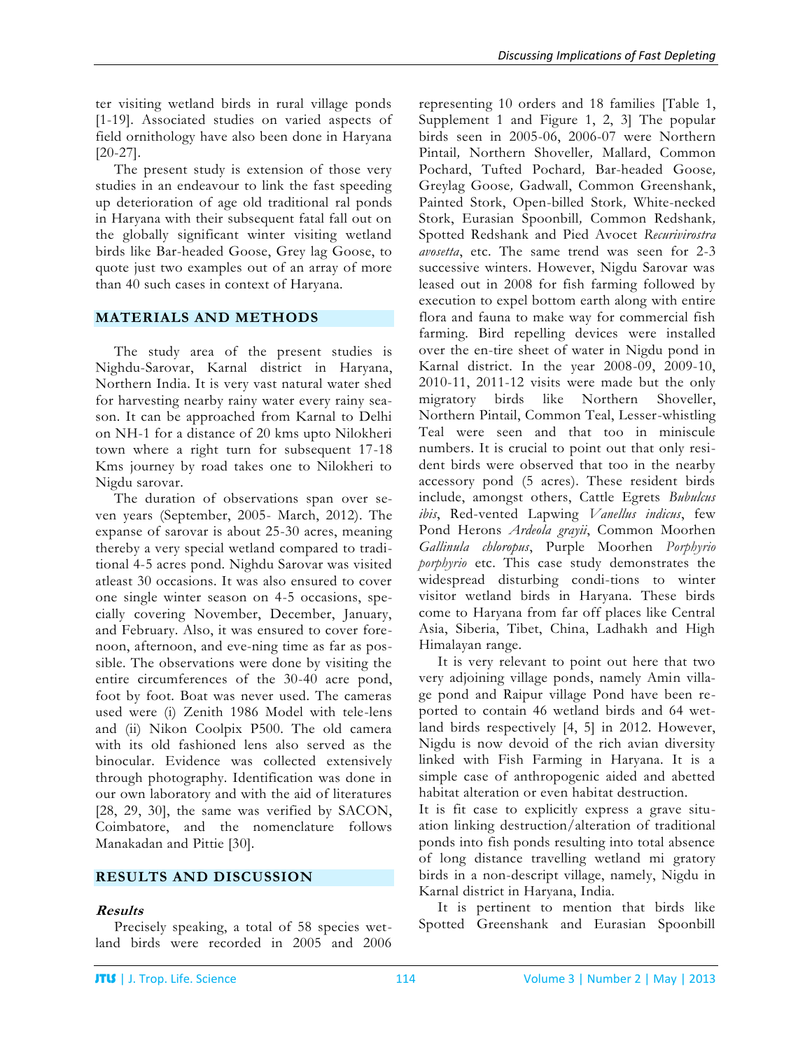ter visiting wetland birds in rural village ponds [1-19]. Associated studies on varied aspects of field ornithology have also been done in Haryana [20-27].

The present study is extension of those very studies in an endeavour to link the fast speeding up deterioration of age old traditional ral ponds in Haryana with their subsequent fatal fall out on the globally significant winter visiting wetland birds like Bar-headed Goose, Grey lag Goose, to quote just two examples out of an array of more than 40 such cases in context of Haryana.

## MATERIALS AND METHODS

The study area of the present studies is Nighdu-Sarovar, Karnal district in Haryana, Northern India. It is very vast natural water shed for harvesting nearby rainy water every rainy season. It can be approached from Karnal to Delhi on NH-1 for a distance of 20 kms upto Nilokheri town where a right turn for subsequent 17-18 Kms journey by road takes one to Nilokheri to Nigdu sarovar.

The duration of observations span over seven years (September, 2005- March, 2012). The expanse of sarovar is about 25-30 acres, meaning thereby a very special wetland compared to traditional 4-5 acres pond. Nighdu Sarovar was visited atleast 30 occasions. It was also ensured to cover one single winter season on 4-5 occasions, specially covering November, December, January, and February. Also, it was ensured to cover forenoon, afternoon, and eve-ning time as far as possible. The observations were done by visiting the entire circumferences of the 30-40 acre pond, foot by foot. Boat was never used. The cameras used were (i) Zenith 1986 Model with tele-lens and (ii) Nikon Coolpix P500. The old camera with its old fashioned lens also served as the binocular. Evidence was collected extensively through photography. Identification was done in our own laboratory and with the aid of literatures [28, 29, 30], the same was verified by SACON, Coimbatore, and the nomenclature follows Manakadan and Pittie [30].

## RESULTS AND DISCUSSION

### Results

Precisely speaking, a total of 58 species wetland birds were recorded in 2005 and 2006 representing 10 orders and 18 families [Table 1, Supplement 1 and Figure 1, 2, 3] The popular birds seen in 2005-06, 2006-07 were Northern Pintail, Northern Shoveller, Mallard, Common Pochard, Tufted Pochard, Bar-headed Goose, Greylag Goose, Gadwall, Common Greenshank, Painted Stork, Open-billed Stork, White-necked Stork, Eurasian Spoonbill, Common Redshank, Spotted Redshank and Pied Avocet *Recurivirostra avosetta*, etc. The same trend was seen for 2-3 successive winters. However, Nigdu Sarovar was leased out in 2008 for fish farming followed by execution to expel bottom earth along with entire flora and fauna to make way for commercial fish farming. Bird repelling devices were installed over the en-tire sheet of water in Nigdu pond in Karnal district. In the year 2008-09, 2009-10, 2010-11, 2011-12 visits were made but the only migratory birds like Northern Shoveller, Northern Pintail, Common Teal, Lesser-whistling Teal were seen and that too in miniscule numbers. It is crucial to point out that only resident birds were observed that too in the nearby accessory pond (5 acres). These resident birds include, amongst others, Cattle Egrets *Bubulcus ibis*, Red-vented Lapwing *Vanellus indicus*, few Pond Herons *Ardeola grayii*, Common Moorhen *Gallinula chloropus*, Purple Moorhen *Porphyrio porphyrio* etc. This case study demonstrates the widespread disturbing condi-tions to winter visitor wetland birds in Haryana. These birds come to Haryana from far off places like Central Asia, Siberia, Tibet, China, Ladhakh and High Himalayan range.

It is very relevant to point out here that two very adjoining village ponds, namely Amin village pond and Raipur village Pond have been reported to contain 46 wetland birds and 64 wetland birds respectively [4, 5] in 2012. However, Nigdu is now devoid of the rich avian diversity linked with Fish Farming in Haryana. It is a simple case of anthropogenic aided and abetted habitat alteration or even habitat destruction.

It is fit case to explicitly express a grave situation linking destruction/alteration of traditional ponds into fish ponds resulting into total absence of long distance travelling wetland mi gratory birds in a non-descript village, namely, Nigdu in Karnal district in Haryana, India.

It is pertinent to mention that birds like Spotted Greenshank and Eurasian Spoonbill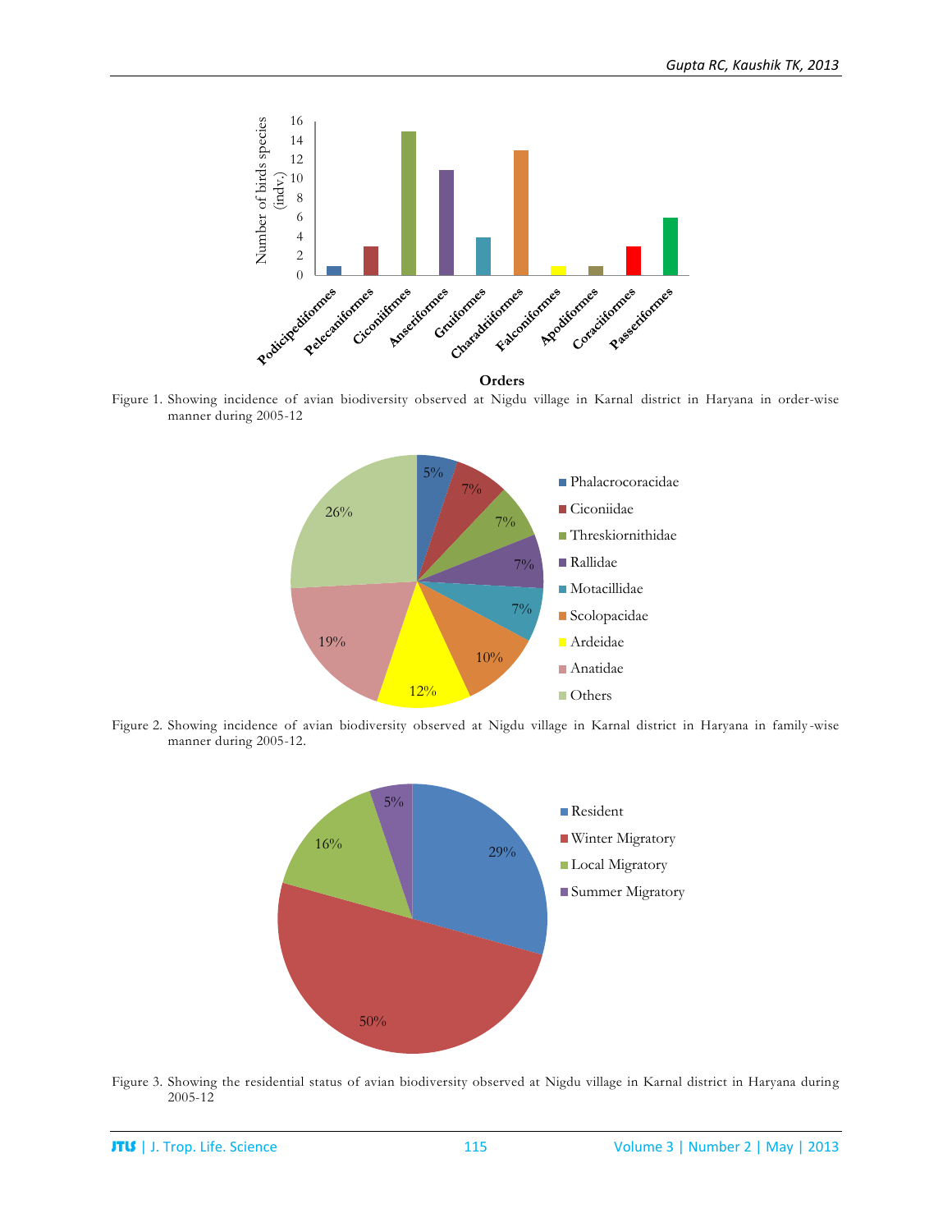Figure 1. Showing incidence of avian biodiversity observed at Nigdu village in Karnal district in Haryana in order-wise manner during 2005-12

Figure 2. Showing incidence of avian biodiversity observed at Nigdu village in Karnal district in Haryana in family-wise manner during 2005-12.

Figure 3. Showing the residential status of avian biodiversity observed at Nigdu village in Karnal district in Haryana during 2005-12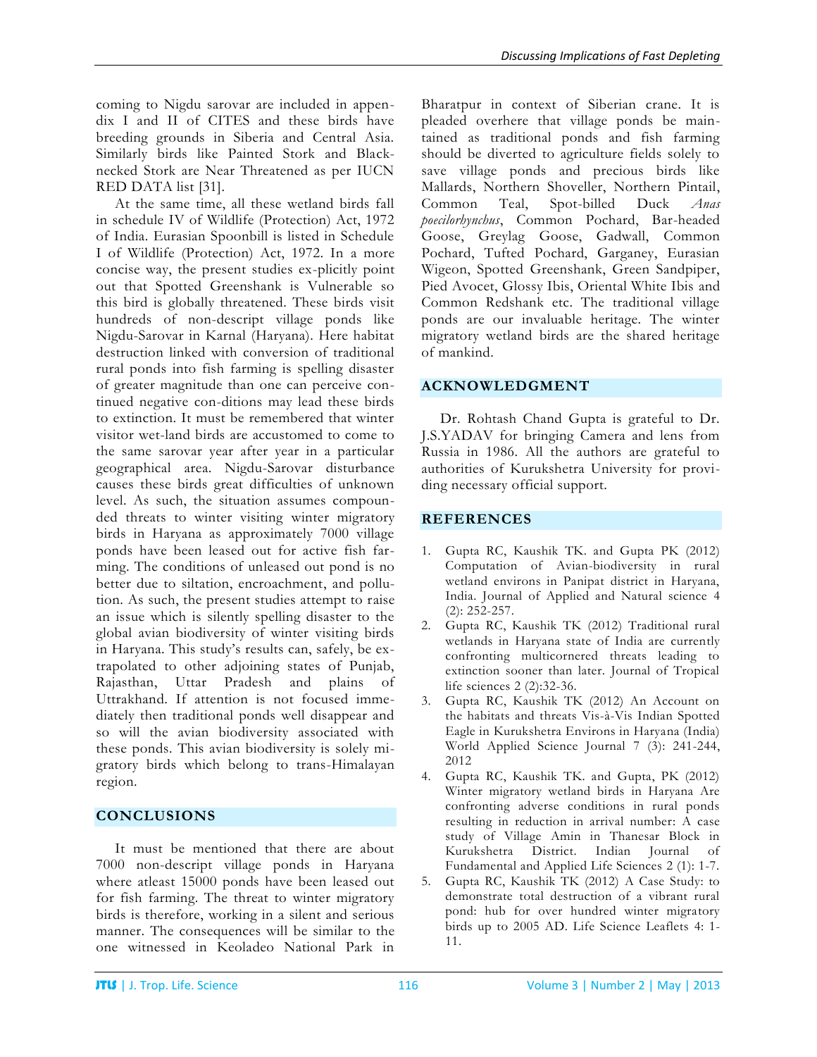coming to Nigdu sarovar are included in appendix I and II of CITES and these birds have breeding grounds in Siberia and Central Asia. Similarly birds like Painted Stork and Black-necked Stork are Near Threatened as per IUCN RED DATA list [31].

At the same time, all these wetland birds fall in schedule IV of Wildlife (Protection) Act, 1972 of India. Eurasian Spoonbill is listed in Schedule I of Wildlife (Protection) Act, 1972. In a more concise way, the present studies ex-plicitly point out that Spotted Greenshank is Vulnerable so this bird is globally threatened. These birds visit hundreds of non-descript village ponds like Nigdu-Sarovar in Karnal (Haryana). Here habitat destruction linked with conversion of traditional rural ponds into fish farming is spelling disaster of greater magnitude than one can perceive continued negative con-ditions may lead these birds to extinction. It must be remembered that winter visitor wet-land birds are accustomed to come to the same sarovar year after year in a particular geographical area. Nigdu-Sarovar disturbance causes these birds great difficulties of unknown level. As such, the situation assumes compounded threats to winter visiting winter migratory birds in Haryana as approximately 7000 village ponds have been leased out for active fish farming. The conditions of unleased out pond is no better due to siltation, encroachment, and pollution. As such, the present studies attempt to raise an issue which is silently spelling disaster to the global avian biodiversity of winter visiting birds in Haryana. This study's results can, safely, be extrapolated to other adjoining states of Punjab, Rajasthan, Uttar Pradesh and plains of Uttrakhand. If attention is not focused immediately then traditional ponds well disappear and so will the avian biodiversity associated with these ponds. This avian biodiversity is solely migratory birds which belong to trans-Himalayan region.

## CONCLUSIONS

It must be mentioned that there are about 7000 non-descript village ponds in Haryana where atleast 15000 ponds have been leased out for fish farming. The threat to winter migratory birds is therefore, working in a silent and serious manner. The consequences will be similar to the one witnessed in Keoladeo National Park in Bharatpur in context of Siberian crane. It is pleaded overhere that village ponds be maintained as traditional ponds and fish farming should be diverted to agriculture fields solely to save village ponds and precious birds like Mallards, Northern Shoveller, Northern Pintail, Common Teal, Spot-billed Duck *Anas poecilorhynchus*, Common Pochard, Bar-headed Goose, Greylag Goose, Gadwall, Common Pochard, Tufted Pochard, Garganey, Eurasian Wigeon, Spotted Greenshank, Green Sandpiper, Pied Avocet, Glossy Ibis, Oriental White Ibis and Common Redshank etc. The traditional village ponds are our invaluable heritage. The winter migratory wetland birds are the shared heritage of mankind.

## ACKNOWLEDGMENT

Dr. Rohtash Chand Gupta is grateful to Dr. J.S.YADAV for bringing Camera and lens from Russia in 1986. All the authors are grateful to authorities of Kurukshetra University for providing necessary official support.

## REFERENCES

1. Gupta RC, Kaushik TK. and Gupta PK (2012) Computation of Avian-biodiversity in rural wetland environs in Panipat district in Haryana, India. Journal of Applied and Natural science 4 (2): 252-257.
2. Gupta RC, Kaushik TK (2012) Traditional rural wetlands in Haryana state of India are currently confronting multicornered threats leading to extinction sooner than later. Journal of Tropical life sciences 2 (2):32-36.
3. Gupta RC, Kaushik TK (2012) An Account on the habitats and threats Vis-à-Vis Indian Spotted Eagle in Kurukshetra Environs in Haryana (India) World Applied Science Journal 7 (3): 241-244, 2012
4. Gupta RC, Kaushik TK. and Gupta, PK (2012) Winter migratory wetland birds in Haryana Are confronting adverse conditions in rural ponds resulting in reduction in arrival number: A case study of Village Amin in Thanesar Block in Kurukshetra District. Indian Journal of Fundamental and Applied Life Sciences 2 (1): 1-7.
5. Gupta RC, Kaushik TK (2012) A Case Study: to demonstrate total destruction of a vibrant rural pond: hub for over hundred winter migratory birds up to 2005 AD. Life Science Leaflets 4: 1-11.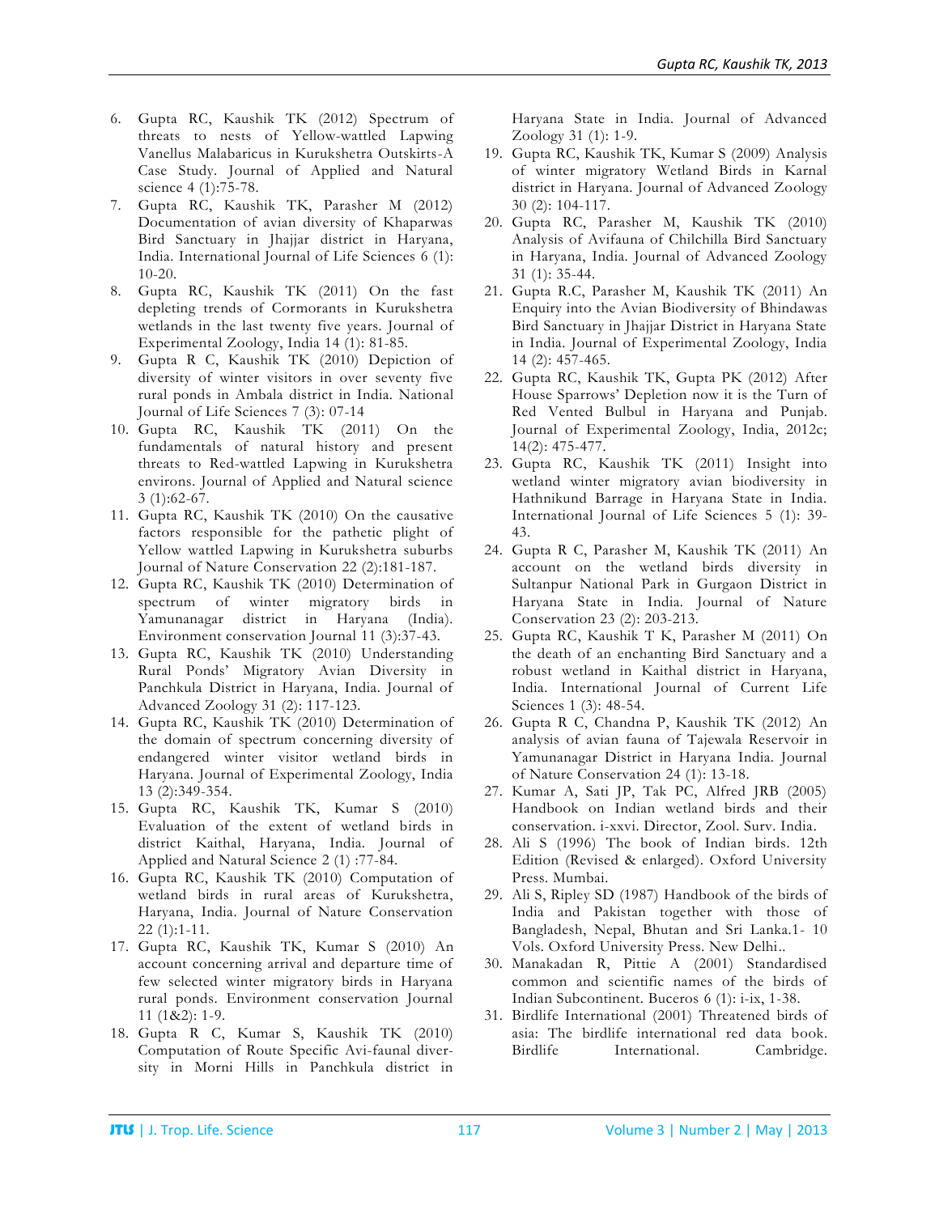6. Gupta RC, Kaushik TK (2012) Spectrum of threats to nests of Yellow-wattled Lapwing Vanellus Malabaricus in Kurukshetra Outskirts-A Case Study. Journal of Applied and Natural science 4 (1):75-78.
7. Gupta RC, Kaushik TK, Parasher M (2012) Documentation of avian diversity of Khaparwas Bird Sanctuary in Jhajjar district in Haryana, India. International Journal of Life Sciences 6 (1): 10-20.
8. Gupta RC, Kaushik TK (2011) On the fast depleting trends of Cormorants in Kurukshetra wetlands in the last twenty five years. Journal of Experimental Zoology, India 14 (1): 81-85.
9. Gupta R C, Kaushik TK (2010) Depiction of diversity of winter visitors in over seventy five rural ponds in Ambala district in India. National Journal of Life Sciences 7 (3): 07-14
10. Gupta RC, Kaushik TK (2011) On the fundamentals of natural history and present threats to Red-wattled Lapwing in Kurukshetra environs. Journal of Applied and Natural science 3 (1):62-67.
11. Gupta RC, Kaushik TK (2010) On the causative factors responsible for the pathetic plight of Yellow wattled Lapwing in Kurukshetra suburbs Journal of Nature Conservation 22 (2):181-187.
12. Gupta RC, Kaushik TK (2010) Determination of spectrum of winter migratory birds in Yamunanagar district in Haryana (India). Environment conservation Journal 11 (3):37-43.
13. Gupta RC, Kaushik TK (2010) Understanding Rural Ponds' Migratory Avian Diversity in Panchkula District in Haryana, India. Journal of Advanced Zoology 31 (2): 117-123.
14. Gupta RC, Kaushik TK (2010) Determination of the domain of spectrum concerning diversity of endangered winter visitor wetland birds in Haryana. Journal of Experimental Zoology, India 13 (2):349-354.
15. Gupta RC, Kaushik TK, Kumar S (2010) Evaluation of the extent of wetland birds in district Kaithal, Haryana, India. Journal of Applied and Natural Science 2 (1) :77-84.
16. Gupta RC, Kaushik TK (2010) Computation of wetland birds in rural areas of Kurukshetra, Haryana, India. Journal of Nature Conservation 22 (1):1-11.
17. Gupta RC, Kaushik TK, Kumar S (2010) An account concerning arrival and departure time of few selected winter migratory birds in Haryana rural ponds. Environment conservation Journal 11 (1&2): 1-9.
18. Gupta R C, Kumar S, Kaushik TK (2010) Computation of Route Specific Avi-faunal diversity in Morni Hills in Panchkula district in Haryana State in India. Journal of Advanced Zoology 31 (1): 1-9.
19. Gupta RC, Kaushik TK, Kumar S (2009) Analysis of winter migratory Wetland Birds in Karnal district in Haryana. Journal of Advanced Zoology 30 (2): 104-117.
20. Gupta RC, Parasher M, Kaushik TK (2010) Analysis of Avifauna of Chilchilla Bird Sanctuary in Haryana, India. Journal of Advanced Zoology 31 (1): 35-44.
21. Gupta R.C, Parasher M, Kaushik TK (2011) An Enquiry into the Avian Biodiversity of Bhindawas Bird Sanctuary in Jhajjar District in Haryana State in India. Journal of Experimental Zoology, India 14 (2): 457-465.
22. Gupta RC, Kaushik TK, Gupta PK (2012) After House Sparrows' Depletion now it is the Turn of Red Vented Bulbul in Haryana and Punjab. Journal of Experimental Zoology, India, 2012c; 14(2): 475-477.
23. Gupta RC, Kaushik TK (2011) Insight into wetland winter migratory avian biodiversity in Hathnikund Barrage in Haryana State in India. International Journal of Life Sciences 5 (1): 39-43.
24. Gupta R C, Parasher M, Kaushik TK (2011) An account on the wetland birds diversity in Sultanpur National Park in Gurgaon District in Haryana State in India. Journal of Nature Conservation 23 (2): 203-213.
25. Gupta RC, Kaushik T K, Parasher M (2011) On the death of an enchanting Bird Sanctuary and a robust wetland in Kaithal district in Haryana, India. International Journal of Current Life Sciences 1 (3): 48-54.
26. Gupta R C, Chandna P, Kaushik TK (2012) An analysis of avian fauna of Tajewala Reservoir in Yamunanagar District in Haryana India. Journal of Nature Conservation 24 (1): 13-18.
27. Kumar A, Sati JP, Tak PC, Alfred JRB (2005) Handbook on Indian wetland birds and their conservation. i-xxvi. Director, Zool. Surv. India.
28. Ali S (1996) The book of Indian birds. 12th Edition (Revised & enlarged). Oxford University Press. Mumbai.
29. Ali S, Ripley SD (1987) Handbook of the birds of India and Pakistan together with those of Bangladesh, Nepal, Bhutan and Sri Lanka.1- 10 Vols. Oxford University Press. New Delhi..
30. Manakadan R, Pittie A (2001) Standardised common and scientific names of the birds of Indian Subcontinent. Buceros 6 (1): i-ix, 1-38.
31. Birdlife International (2001) Threatened birds of asia: The birdlife international red data book. Birdlife International. Cambridge.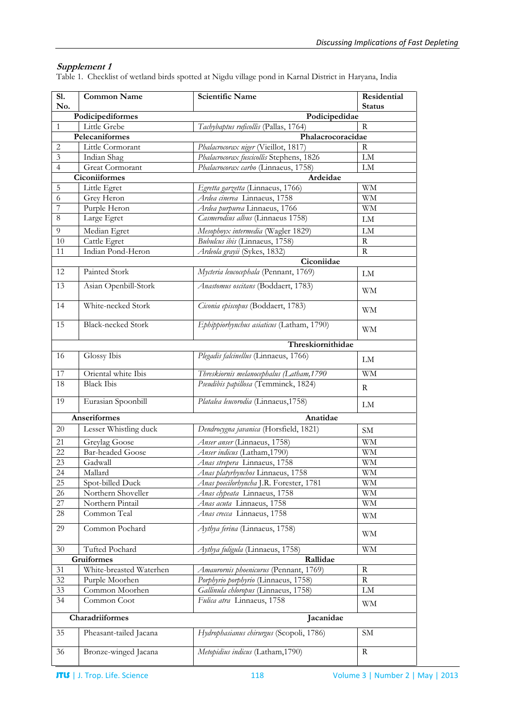***Supplement 1***

Table 1. Checklist of wetland birds spotted at Nigdu village pond in Karnal District in Haryana, India

| Sl. No. | Common Name | Scientific Name | Residential Status |
|---|---|---|---|
| **Podicipediformes** | | **Podicipedidae** | |
| 1 | Little Grebe | *Tachybaptus ruficollis* (Pallas, 1764) | R |
| **Pelecaniformes** | | **Phalacrocoracidae** | |
| 2 | Little Cormorant | *Phalacrocorax niger* (Vieillot, 1817) | R |
| 3 | Indian Shag | *Phalacrocorax fuscicollis* Stephens, 1826 | LM |
| 4 | Great Cormorant | *Phalacrocorax carbo* (Linnaeus, 1758) | LM |
| **Ciconiiformes** | | **Ardeidae** | |
| 5 | Little Egret | *Egretta garzetta* (Linnaeus, 1766) | WM |
| 6 | Grey Heron | *Ardea cinerea* Linnaeus, 1758 | WM |
| 7 | Purple Heron | *Ardea purpurea* Linnaeus, 1766 | WM |
| 8 | Large Egret | *Casmerodius albus* (Linnaeus 1758) | LM |
| 9 | Median Egret | *Mesophoyx intermedia* (Wagler 1829) | LM |
| 10 | Cattle Egret | *Bubulcus ibis* (Linnaeus, 1758) | R |
| 11 | Indian Pond-Heron | *Ardeola grayii* (Sykes, 1832) | R |
| | | **Ciconiidae** | |
| 12 | Painted Stork | *Mycteria leucocephala* (Pennant, 1769) | LM |
| 13 | Asian Openbill-Stork | *Anastomus oscitans* (Boddaert, 1783) | WM |
| 14 | White-necked Stork | *Ciconia episcopus* (Boddaert, 1783) | WM |
| 15 | Black-necked Stork | *Ephippiorhynchus asiaticus* (Latham, 1790) | WM |
| | | **Threskiornithidae** | |
| 16 | Glossy Ibis | *Plegadis falcinellus* (Linnaeus, 1766) | LM |
| 17 | Oriental white Ibis | *Threskiornis melanocephalus* (Latham,1790 | WM |
| 18 | Black Ibis | *Pseudibis papillosa* (Temminck, 1824) | R |
| 19 | Eurasian Spoonbill | *Platalea leucorodia* (Linnaeus,1758) | LM |
| **Anseriformes** | | **Anatidae** | |
| 20 | Lesser Whistling duck | *Dendrocygna javanica* (Horsfield, 1821) | SM |
| 21 | Greylag Goose | *Anser anser* (Linnaeus, 1758) | WM |
| 22 | Bar-headed Goose | *Anser indicus* (Latham,1790) | WM |
| 23 | Gadwall | *Anas strepera* Linnaeus, 1758 | WM |
| 24 | Mallard | *Anas platyrhynchos* Linnaeus, 1758 | WM |
| 25 | Spot-billed Duck | *Anas poecilorhyncha* J.R. Forester, 1781 | WM |
| 26 | Northern Shoveller | *Anas clypeata* Linnaeus, 1758 | WM |
| 27 | Northern Pintail | *Anas acuta* Linnaeus, 1758 | WM |
| 28 | Common Teal | *Anas crecca* Linnaeus, 1758 | WM |
| 29 | Common Pochard | *Aythya ferina* (Linnaeus, 1758) | WM |
| 30 | Tufted Pochard | *Aythya fuligula* (Linnaeus, 1758) | WM |
| **Gruiformes** | | **Rallidae** | |
| 31 | White-breasted Waterhen | *Amaurornis phoenicurus* (Pennant, 1769) | R |
| 32 | Purple Moorhen | *Porphyrio porphyrio* (Linnaeus, 1758) | R |
| 33 | Common Moorhen | *Gallinula chloropus* (Linnaeus, 1758) | LM |
| 34 | Common Coot | *Fulica atra* Linnaeus, 1758 | WM |
| **Charadriiformes** | | **Jacanidae** | |
| 35 | Pheasant-tailed Jacana | *Hydrophasianus chirurgus* (Scopoli, 1786) | SM |
| 36 | Bronze-winged Jacana | *Metopidius indicus* (Latham,1790) | R |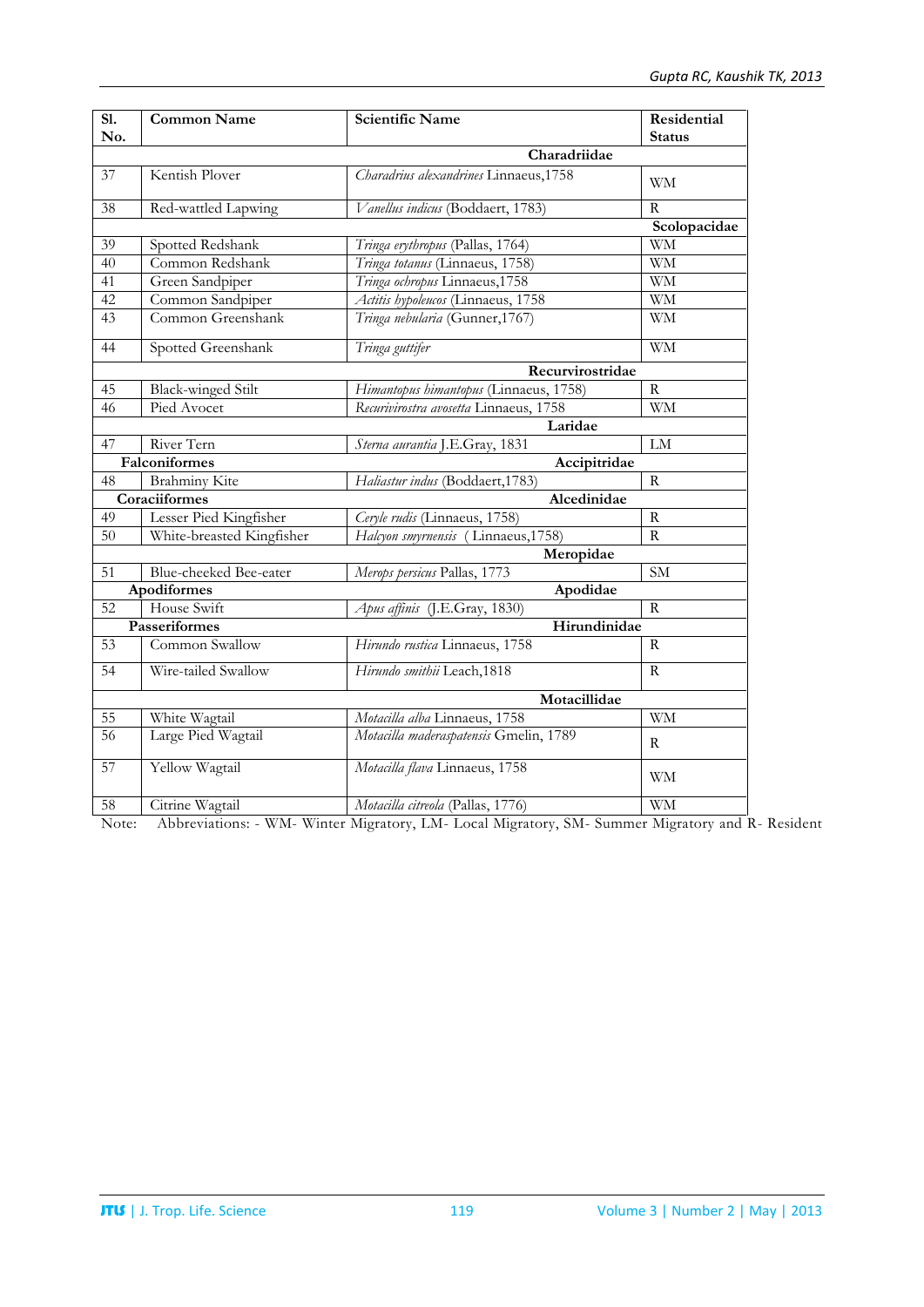| Sl. No. | Common Name | Scientific Name | Residential Status |
|---|---|---|---|
| | | **Charadriidae** | |
| 37 | Kentish Plover | *Charadrius alexandrines* Linnaeus,1758 | WM |
| 38 | Red-wattled Lapwing | *Vanellus indicus* (Boddaert, 1783) | R |
| | | | **Scolopacidae** |
| 39 | Spotted Redshank | *Tringa erythropus* (Pallas, 1764) | WM |
| 40 | Common Redshank | *Tringa totanus* (Linnaeus, 1758) | WM |
| 41 | Green Sandpiper | *Tringa ochropus* Linnaeus,1758 | WM |
| 42 | Common Sandpiper | *Actitis hypoleucos* (Linnaeus, 1758 | WM |
| 43 | Common Greenshank | *Tringa nebularia* (Gunner,1767) | WM |
| 44 | Spotted Greenshank | *Tringa guttifer* | WM |
| | | **Recurvirostridae** | |
| 45 | Black-winged Stilt | *Himantopus himantopus* (Linnaeus, 1758) | R |
| 46 | Pied Avocet | *Recurvirostra avosetta* Linnaeus, 1758 | WM |
| | | **Laridae** | |
| 47 | River Tern | *Sterna aurantia* J.E.Gray, 1831 | LM |
| **Falconiformes** | | **Accipitridae** | |
| 48 | Brahminy Kite | *Haliastur indus* (Boddaert,1783) | R |
| **Coraciiformes** | | **Alcedinidae** | |
| 49 | Lesser Pied Kingfisher | *Ceryle rudis* (Linnaeus, 1758) | R |
| 50 | White-breasted Kingfisher | *Halcyon smyrnensis* ( Linnaeus,1758) | R |
| | | **Meropidae** | |
| 51 | Blue-cheeked Bee-eater | *Merops persicus* Pallas, 1773 | SM |
| **Apodiformes** | | **Apodidae** | |
| 52 | House Swift | *Apus affinis* (J.E.Gray, 1830) | R |
| **Passeriformes** | | **Hirundinidae** | |
| 53 | Common Swallow | *Hirundo rustica* Linnaeus, 1758 | R |
| 54 | Wire-tailed Swallow | *Hirundo smithii* Leach,1818 | R |
| | | **Motacillidae** | |
| 55 | White Wagtail | *Motacilla alba* Linnaeus, 1758 | WM |
| 56 | Large Pied Wagtail | *Motacilla maderaspatensis* Gmelin, 1789 | R |
| 57 | Yellow Wagtail | *Motacilla flava* Linnaeus, 1758 | WM |
| 58 | Citrine Wagtail | *Motacilla citreola* (Pallas, 1776) | WM |

Note: Abbreviations: - WM- Winter Migratory, LM- Local Migratory, SM- Summer Migratory and R- Resident